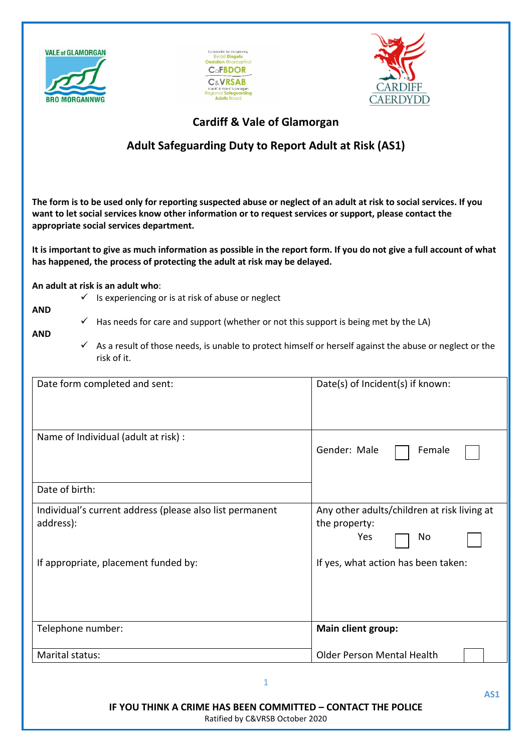# Cardiff & Vale of Glamorgan

## Adult Safeguarding Duty to Report Adult at Risk (AS1)

**The form is to be used only for reporting suspected abuse or neglect of an adult at risk to social services. If you want to let social services know other information or to request services or support, please contact the appropriate social services department.**

**It is important to give as much information as possible in the report form. If you do not give a full account of what has happened, the process of protecting the adult at risk may be delayed.**

**An adult at risk is an adult who**:

- ✓ Is experiencing or is at risk of abuse or neglect

**AND**

- ✓ Has needs for care and support (whether or not this support is being met by the LA)

**AND**

- ✓ As a result of those needs, is unable to protect himself or herself against the abuse or neglect or the risk of it.

| | |
|---|---|
| Date form completed and sent: | Date(s) of Incident(s) if known: |
| Name of Individual (adult at risk) : | Gender: Male ☐ Female ☐ |
| Date of birth: | |
| Individual's current address (please also list permanent address):<br><br>If appropriate, placement funded by: | Any other adults/children at risk living at the property:<br>Yes ☐ No ☐<br><br>If yes, what action has been taken: |
| Telephone number: | **Main client group:** |
| Marital status: | Older Person Mental Health ☐ |

**IF YOU THINK A CRIME HAS BEEN COMMITTED – CONTACT THE POLICE**

Ratified by C&VRSB October 2020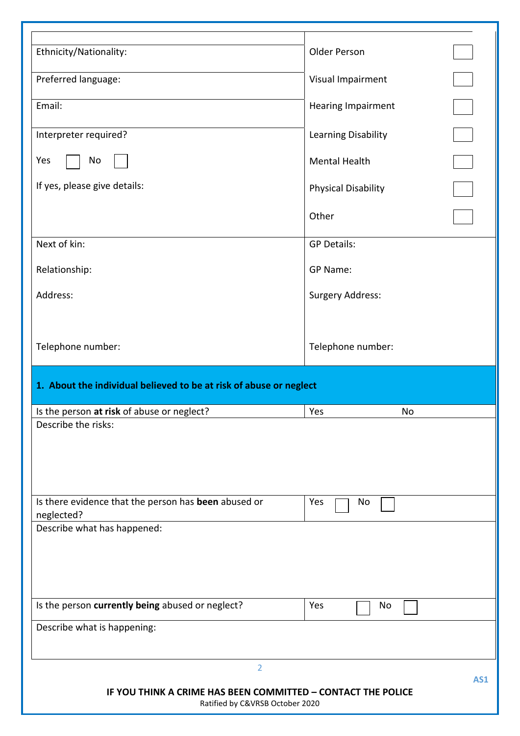| | |
|---|---|
| Ethnicity/Nationality: | Older Person ☐ |
| Preferred language: | Visual Impairment ☐ |
| Email: | Hearing Impairment ☐ |
| Interpreter required?<br><br>Yes ☐ No ☐<br><br>If yes, please give details: | Learning Disability ☐<br><br>Mental Health ☐<br><br>Physical Disability ☐<br><br>Other ☐ |
| Next of kin:<br><br>Relationship:<br><br>Address:<br><br>Telephone number: | GP Details:<br><br>GP Name:<br><br>Surgery Address:<br><br>Telephone number: |

## 1. About the individual believed to be at risk of abuse or neglect

| | |
|---|---|
| Is the person **at risk** of abuse or neglect? | Yes No |
| Describe the risks: | |
| Is there evidence that the person has **been** abused or neglected? | Yes ☐ No ☐ |
| Describe what has happened: | |
| Is the person **currently being** abused or neglect? | Yes ☐ No ☐ |
| Describe what is happening: | |

AS1

**IF YOU THINK A CRIME HAS BEEN COMMITTED – CONTACT THE POLICE**

Ratified by C&VRSB October 2020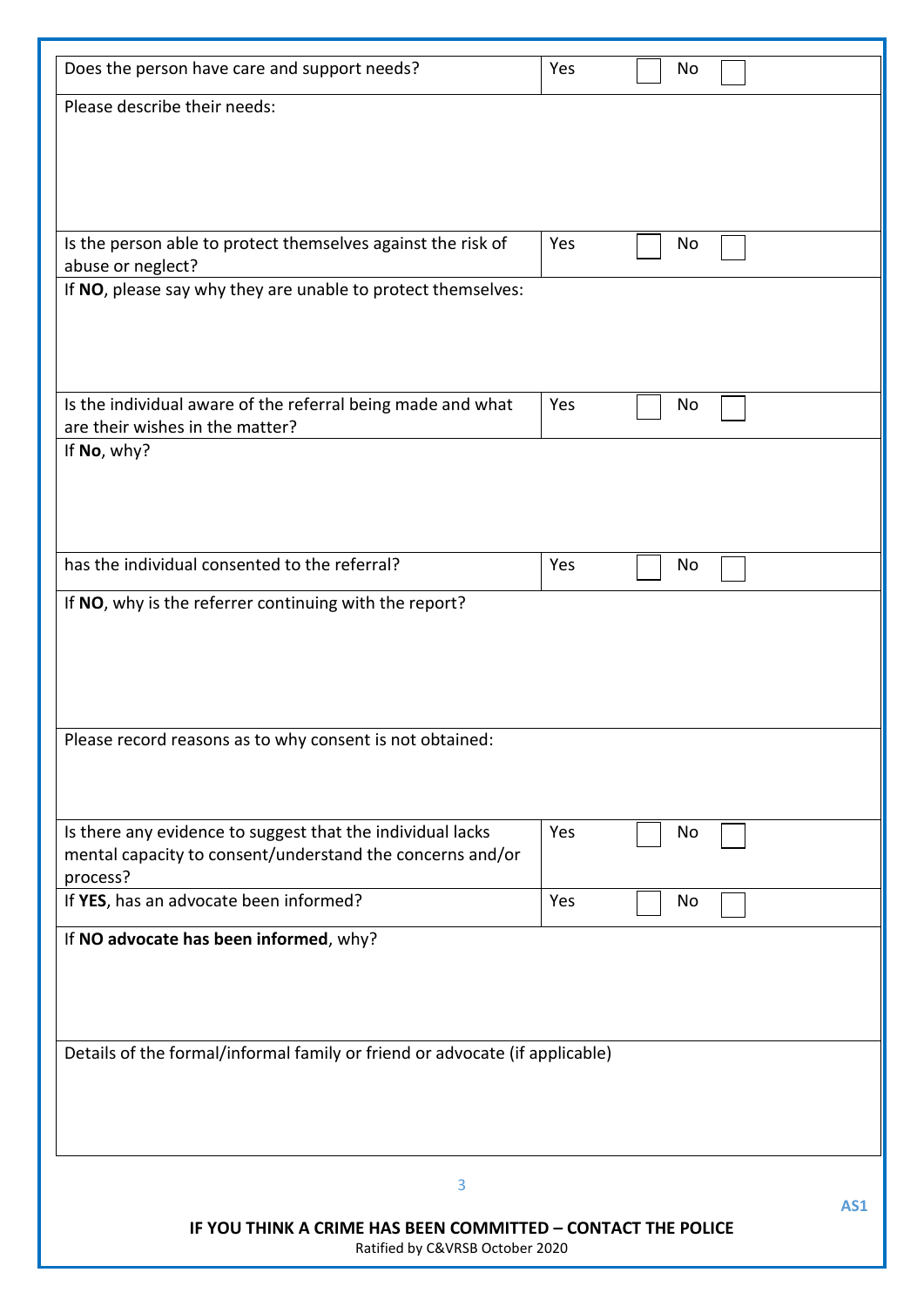| Does the person have care and support needs? | Yes ☐ No ☐ |
|---|---|
| Please describe their needs: | |
| Is the person able to protect themselves against the risk of abuse or neglect? | Yes ☐ No ☐ |
| If **NO**, please say why they are unable to protect themselves: | |
| Is the individual aware of the referral being made and what are their wishes in the matter? | Yes ☐ No ☐ |
| If **No**, why? | |
| has the individual consented to the referral? | Yes ☐ No ☐ |
| If **NO**, why is the referrer continuing with the report? | |
| Please record reasons as to why consent is not obtained: | |
| Is there any evidence to suggest that the individual lacks mental capacity to consent/understand the concerns and/or process? | Yes ☐ No ☐ |
| If **YES**, has an advocate been informed? | Yes ☐ No ☐ |
| If **NO advocate has been informed**, why? | |
| Details of the formal/informal family or friend or advocate (if applicable) | |

AS1

**IF YOU THINK A CRIME HAS BEEN COMMITTED – CONTACT THE POLICE**

Ratified by C&VRSB October 2020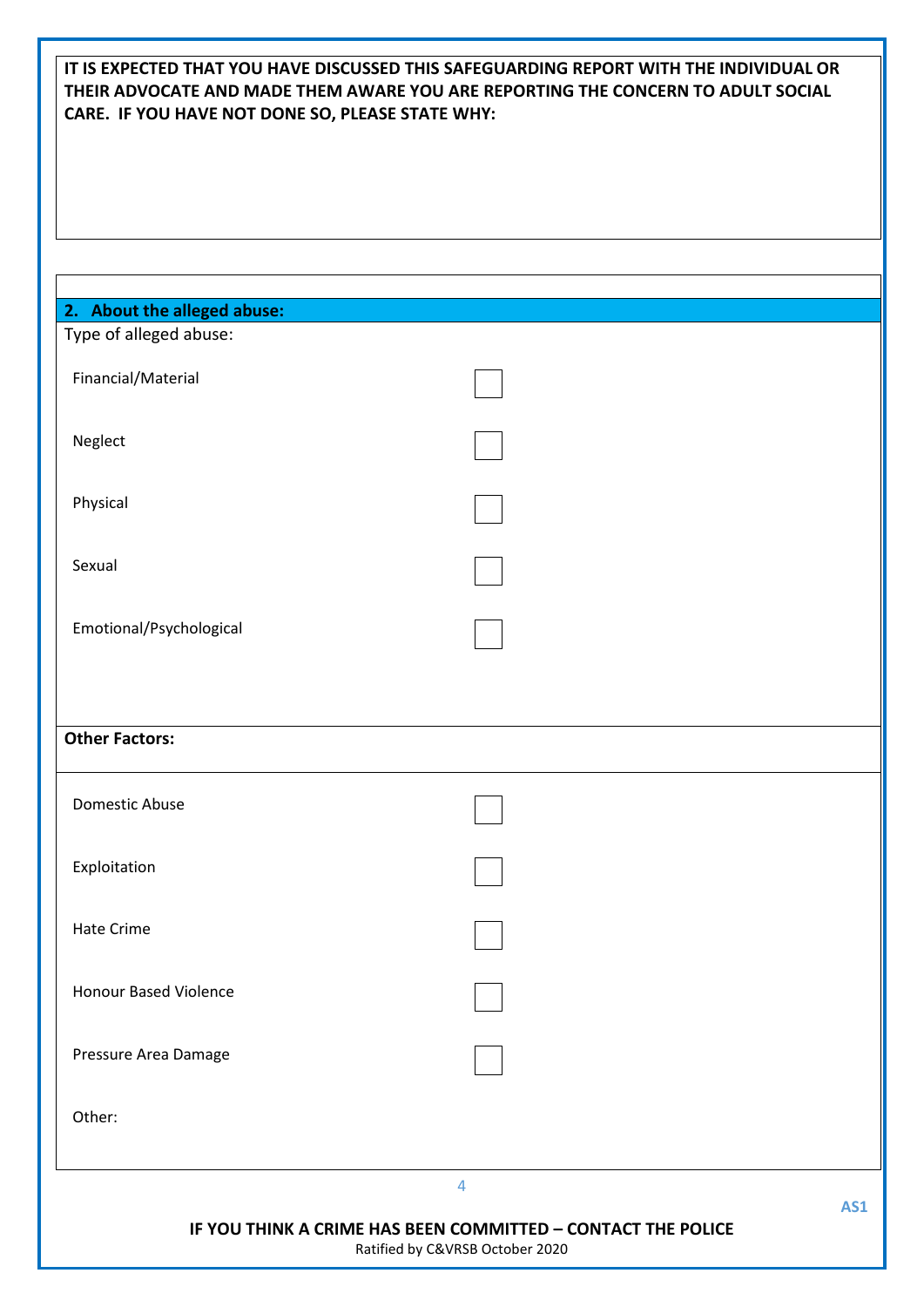**IT IS EXPECTED THAT YOU HAVE DISCUSSED THIS SAFEGUARDING REPORT WITH THE INDIVIDUAL OR THEIR ADVOCATE AND MADE THEM AWARE YOU ARE REPORTING THE CONCERN TO ADULT SOCIAL CARE. IF YOU HAVE NOT DONE SO, PLEASE STATE WHY:**

## 2. About the alleged abuse:

Type of alleged abuse:

| | |
|---|---|
| Financial/Material | ☐ |
| Neglect | ☐ |
| Physical | ☐ |
| Sexual | ☐ |
| Emotional/Psychological | ☐ |

**Other Factors:**

| | |
|---|---|
| Domestic Abuse | ☐ |
| Exploitation | ☐ |
| Hate Crime | ☐ |
| Honour Based Violence | ☐ |
| Pressure Area Damage | ☐ |
| Other: | |

AS1

**IF YOU THINK A CRIME HAS BEEN COMMITTED – CONTACT THE POLICE**

Ratified by C&VRSB October 2020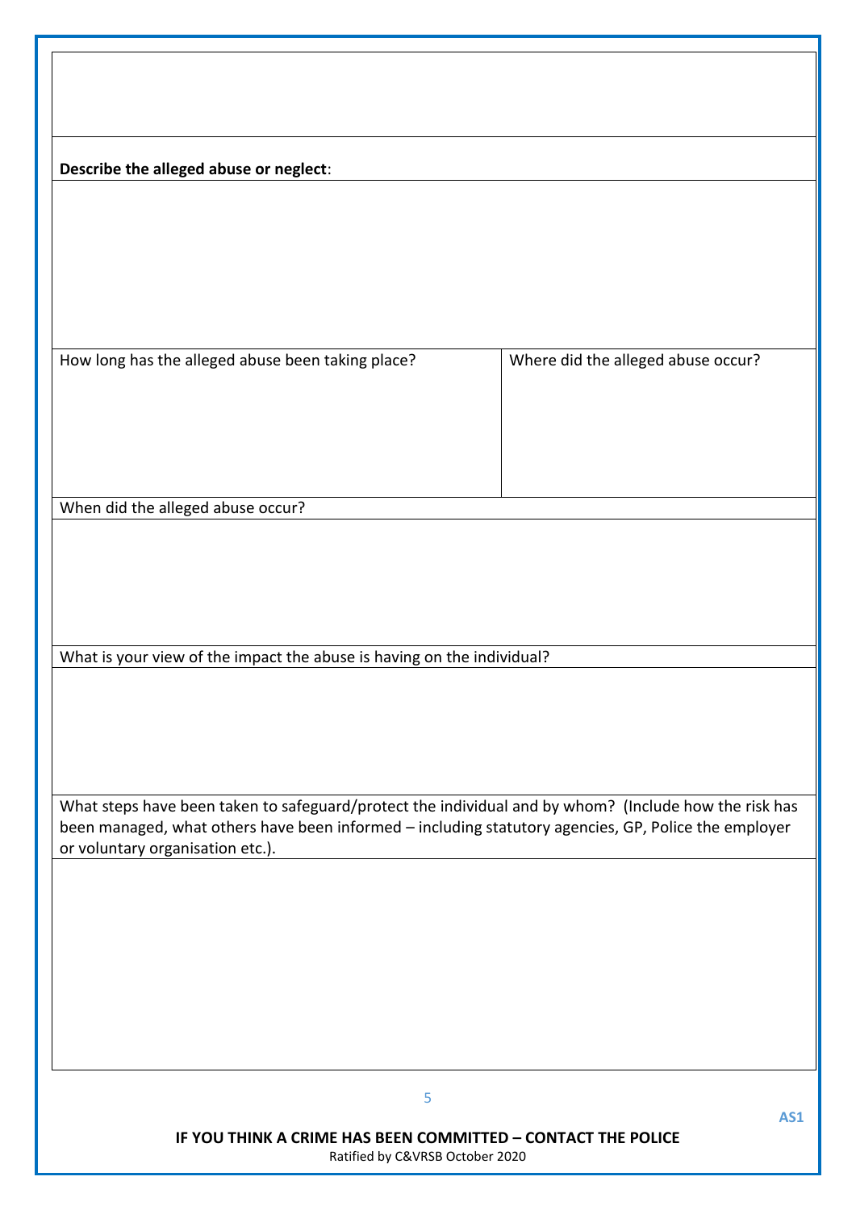**Describe the alleged abuse or neglect**:

| How long has the alleged abuse been taking place? | Where did the alleged abuse occur? |
| --- | --- |
| | |

When did the alleged abuse occur?

What is your view of the impact the abuse is having on the individual?

What steps have been taken to safeguard/protect the individual and by whom? (Include how the risk has been managed, what others have been informed – including statutory agencies, GP, Police the employer or voluntary organisation etc.).

AS1

**IF YOU THINK A CRIME HAS BEEN COMMITTED – CONTACT THE POLICE**

Ratified by C&VRSB October 2020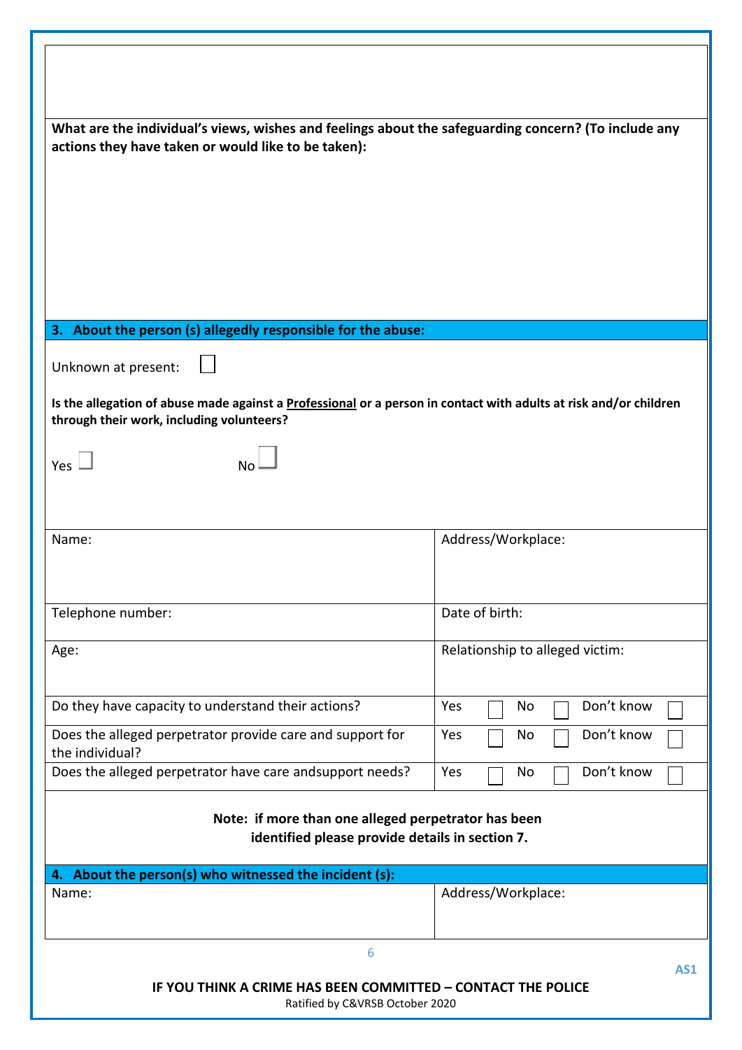**What are the individual's views, wishes and feelings about the safeguarding concern? (To include any actions they have taken or would like to be taken):**

## 3. About the person (s) allegedly responsible for the abuse:

Unknown at present: ☐

**Is the allegation of abuse made against a <u>Professional</u> or a person in contact with adults at risk and/or children through their work, including volunteers?**

Yes ☐ No ☐

| Name: | Address/Workplace: |
|---|---|
| Telephone number: | Date of birth: |
| Age: | Relationship to alleged victim: |
| Do they have capacity to understand their actions? | Yes ☐ No ☐ Don't know ☐ |
| Does the alleged perpetrator provide care and support for the individual? | Yes ☐ No ☐ Don't know ☐ |
| Does the alleged perpetrator have care andsupport needs? | Yes ☐ No ☐ Don't know ☐ |

**Note: if more than one alleged perpetrator has been identified please provide details in section 7.**

## 4. About the person(s) who witnessed the incident (s):

| Name: | Address/Workplace: |
|---|---|

AS1

**IF YOU THINK A CRIME HAS BEEN COMMITTED – CONTACT THE POLICE**

Ratified by C&VRSB October 2020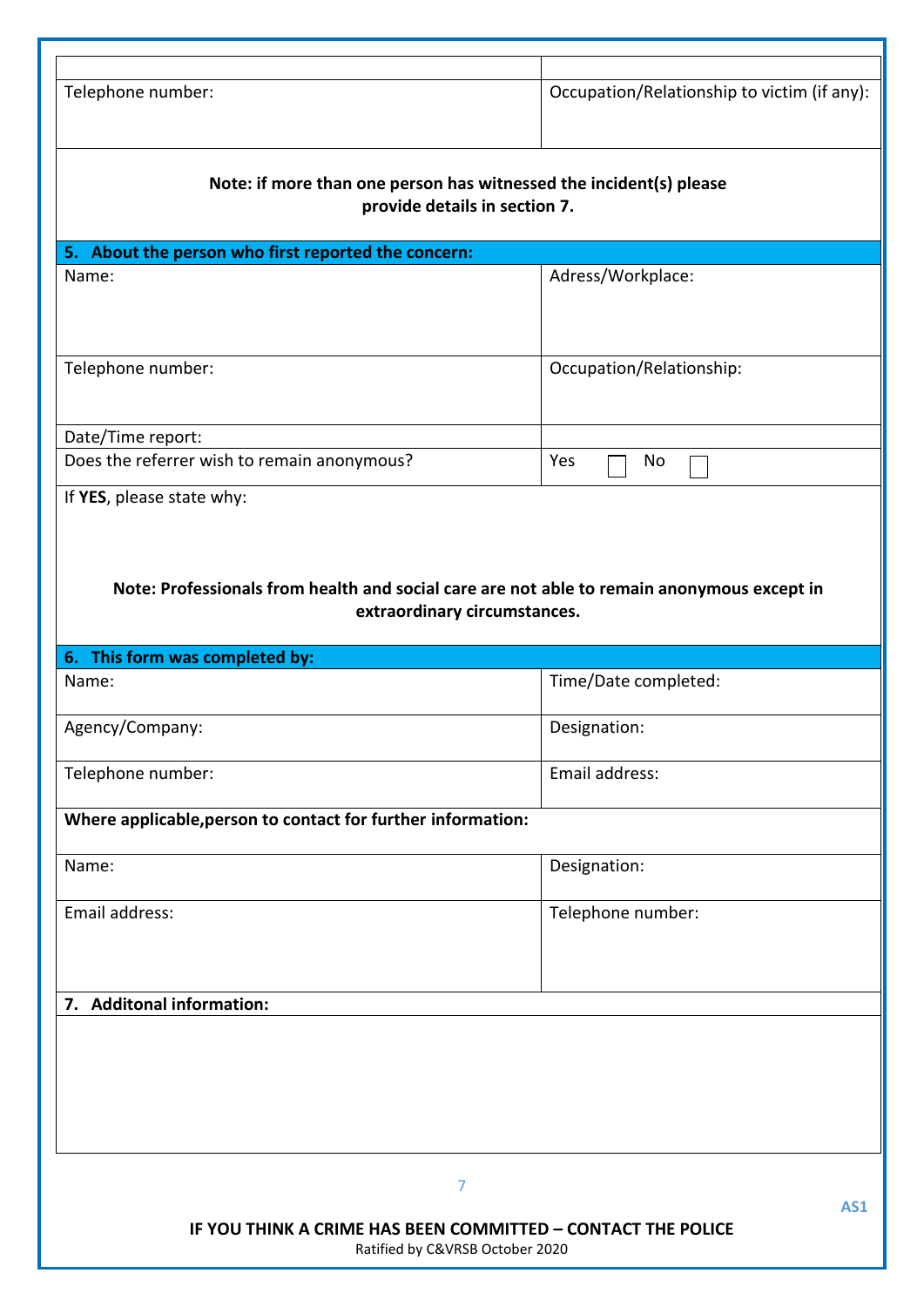| | |
|---|---|
| Telephone number: | Occupation/Relationship to victim (if any): |

**Note: if more than one person has witnessed the incident(s) please provide details in section 7.**

## 5. About the person who first reported the concern:

| | |
|---|---|
| Name: | Adress/Workplace: |
| Telephone number: | Occupation/Relationship: |
| Date/Time report: | |
| Does the referrer wish to remain anonymous? | Yes ☐ No ☐ |

If **YES**, please state why:

**Note: Professionals from health and social care are not able to remain anonymous except in extraordinary circumstances.**

## 6. This form was completed by:

| | |
|---|---|
| Name: | Time/Date completed: |
| Agency/Company: | Designation: |
| Telephone number: | Email address: |

**Where applicable,person to contact for further information:**

| | |
|---|---|
| Name: | Designation: |
| Email address: | Telephone number: |

## 7. Additonal information:

AS1

**IF YOU THINK A CRIME HAS BEEN COMMITTED – CONTACT THE POLICE**

Ratified by C&VRSB October 2020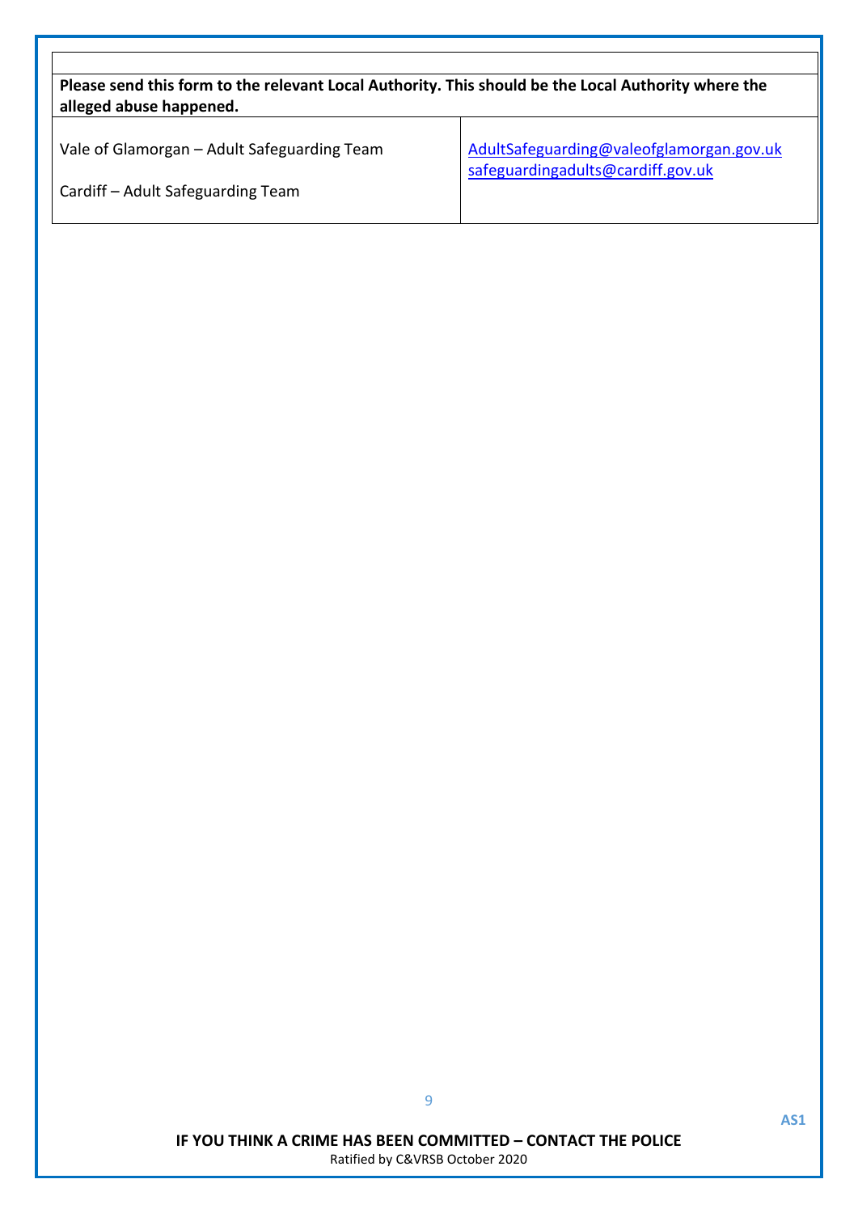| | |
|---|---|
| **Please send this form to the relevant Local Authority. This should be the Local Authority where the alleged abuse happened.** | |
| Vale of Glamorgan – Adult Safeguarding Team<br><br>Cardiff – Adult Safeguarding Team | AdultSafeguarding@valeofglamorgan.gov.uk<br>safeguardingadults@cardiff.gov.uk |

**IF YOU THINK A CRIME HAS BEEN COMMITTED – CONTACT THE POLICE**

Ratified by C&VRSB October 2020